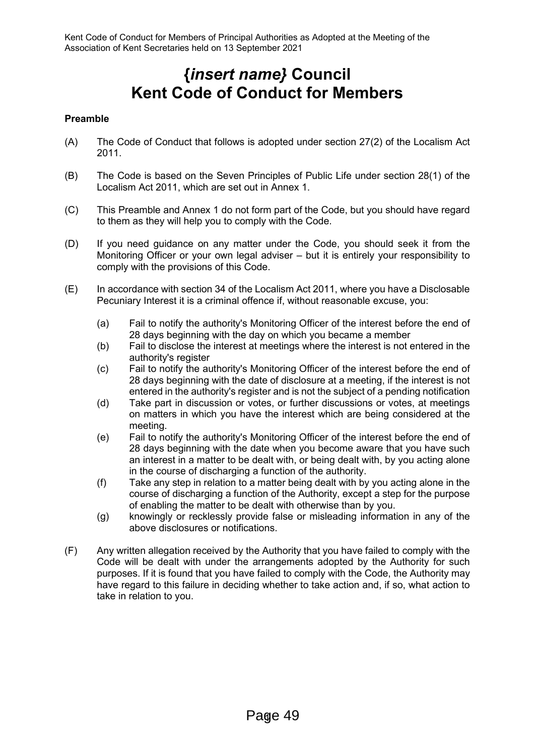# {*insert name*} Council
# Kent Code of Conduct for Members

**Preamble**

(A) The Code of Conduct that follows is adopted under section 27(2) of the Localism Act 2011.

(B) The Code is based on the Seven Principles of Public Life under section 28(1) of the Localism Act 2011, which are set out in Annex 1.

(C) This Preamble and Annex 1 do not form part of the Code, but you should have regard to them as they will help you to comply with the Code.

(D) If you need guidance on any matter under the Code, you should seek it from the Monitoring Officer or your own legal adviser – but it is entirely your responsibility to comply with the provisions of this Code.

(E) In accordance with section 34 of the Localism Act 2011, where you have a Disclosable Pecuniary Interest it is a criminal offence if, without reasonable excuse, you:

- (a) Fail to notify the authority's Monitoring Officer of the interest before the end of 28 days beginning with the day on which you became a member
- (b) Fail to disclose the interest at meetings where the interest is not entered in the authority's register
- (c) Fail to notify the authority's Monitoring Officer of the interest before the end of 28 days beginning with the date of disclosure at a meeting, if the interest is not entered in the authority's register and is not the subject of a pending notification
- (d) Take part in discussion or votes, or further discussions or votes, at meetings on matters in which you have the interest which are being considered at the meeting.
- (e) Fail to notify the authority's Monitoring Officer of the interest before the end of 28 days beginning with the date when you become aware that you have such an interest in a matter to be dealt with, or being dealt with, by you acting alone in the course of discharging a function of the authority.
- (f) Take any step in relation to a matter being dealt with by you acting alone in the course of discharging a function of the Authority, except a step for the purpose of enabling the matter to be dealt with otherwise than by you.
- (g) knowingly or recklessly provide false or misleading information in any of the above disclosures or notifications.

(F) Any written allegation received by the Authority that you have failed to comply with the Code will be dealt with under the arrangements adopted by the Authority for such purposes. If it is found that you have failed to comply with the Code, the Authority may have regard to this failure in deciding whether to take action and, if so, what action to take in relation to you.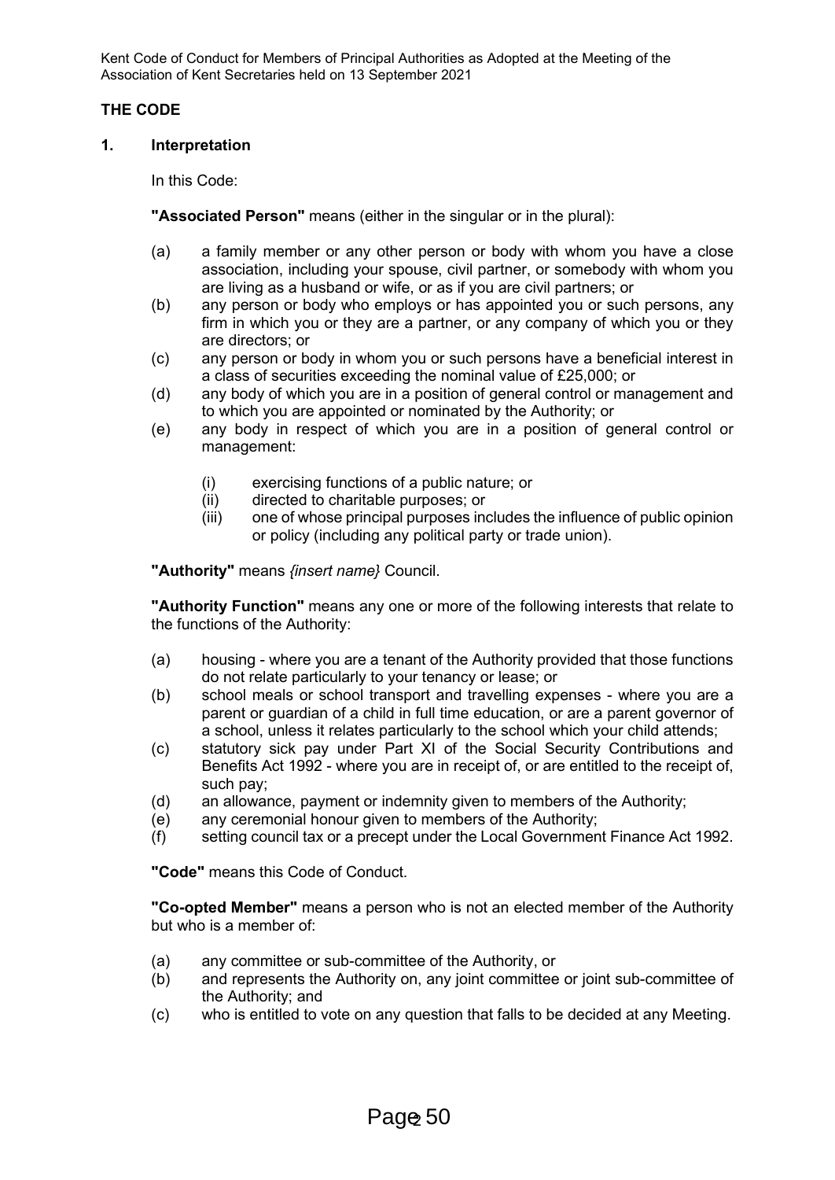# THE CODE

## 1. Interpretation

In this Code:

**"Associated Person"** means (either in the singular or in the plural):

(a) a family member or any other person or body with whom you have a close association, including your spouse, civil partner, or somebody with whom you are living as a husband or wife, or as if you are civil partners; or

(b) any person or body who employs or has appointed you or such persons, any firm in which you or they are a partner, or any company of which you or they are directors; or

(c) any person or body in whom you or such persons have a beneficial interest in a class of securities exceeding the nominal value of £25,000; or

(d) any body of which you are in a position of general control or management and to which you are appointed or nominated by the Authority; or

(e) any body in respect of which you are in a position of general control or management:

- (i) exercising functions of a public nature; or
- (ii) directed to charitable purposes; or
- (iii) one of whose principal purposes includes the influence of public opinion or policy (including any political party or trade union).

**"Authority"** means *{insert name}* Council.

**"Authority Function"** means any one or more of the following interests that relate to the functions of the Authority:

(a) housing - where you are a tenant of the Authority provided that those functions do not relate particularly to your tenancy or lease; or

(b) school meals or school transport and travelling expenses - where you are a parent or guardian of a child in full time education, or are a parent governor of a school, unless it relates particularly to the school which your child attends;

(c) statutory sick pay under Part XI of the Social Security Contributions and Benefits Act 1992 - where you are in receipt of, or are entitled to the receipt of, such pay;

(d) an allowance, payment or indemnity given to members of the Authority;

(e) any ceremonial honour given to members of the Authority;

(f) setting council tax or a precept under the Local Government Finance Act 1992.

**"Code"** means this Code of Conduct.

**"Co-opted Member"** means a person who is not an elected member of the Authority but who is a member of:

(a) any committee or sub-committee of the Authority, or

(b) and represents the Authority on, any joint committee or joint sub-committee of the Authority; and

(c) who is entitled to vote on any question that falls to be decided at any Meeting.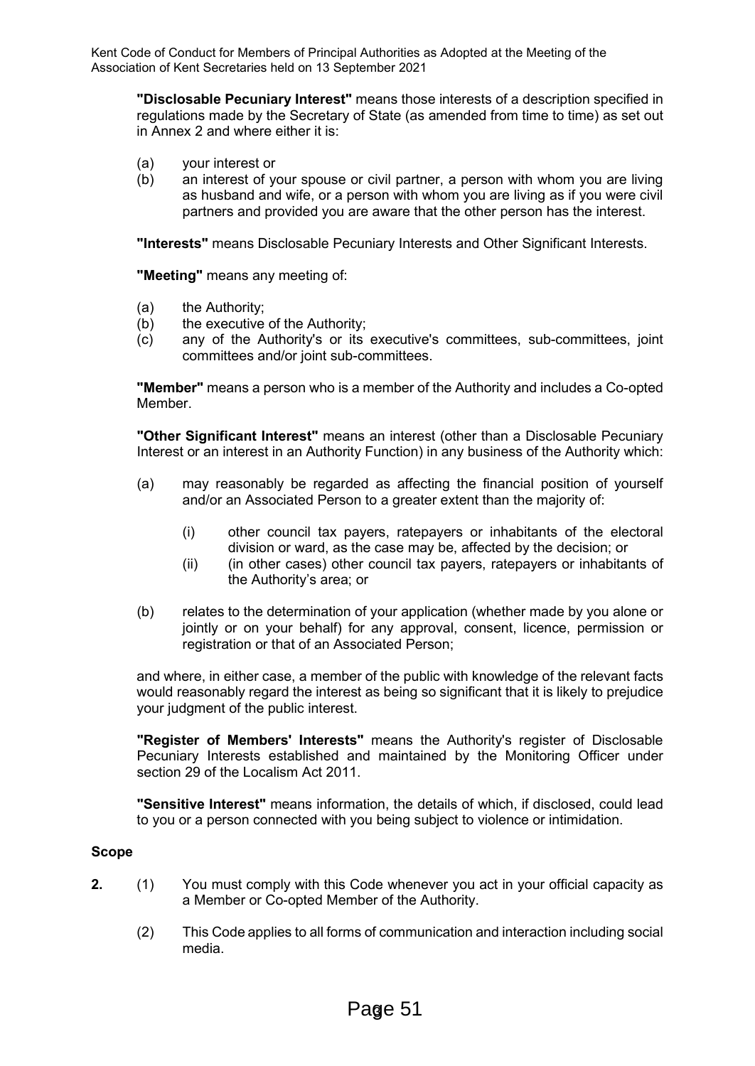**"Disclosable Pecuniary Interest"** means those interests of a description specified in regulations made by the Secretary of State (as amended from time to time) as set out in Annex 2 and where either it is:

(a) your interest or
(b) an interest of your spouse or civil partner, a person with whom you are living as husband and wife, or a person with whom you are living as if you were civil partners and provided you are aware that the other person has the interest.

**"Interests"** means Disclosable Pecuniary Interests and Other Significant Interests.

**"Meeting"** means any meeting of:

(a) the Authority;
(b) the executive of the Authority;
(c) any of the Authority's or its executive's committees, sub-committees, joint committees and/or joint sub-committees.

**"Member"** means a person who is a member of the Authority and includes a Co-opted Member.

**"Other Significant Interest"** means an interest (other than a Disclosable Pecuniary Interest or an interest in an Authority Function) in any business of the Authority which:

(a) may reasonably be regarded as affecting the financial position of yourself and/or an Associated Person to a greater extent than the majority of:

   (i) other council tax payers, ratepayers or inhabitants of the electoral division or ward, as the case may be, affected by the decision; or
   (ii) (in other cases) other council tax payers, ratepayers or inhabitants of the Authority's area; or

(b) relates to the determination of your application (whether made by you alone or jointly or on your behalf) for any approval, consent, licence, permission or registration or that of an Associated Person;

and where, in either case, a member of the public with knowledge of the relevant facts would reasonably regard the interest as being so significant that it is likely to prejudice your judgment of the public interest.

**"Register of Members' Interests"** means the Authority's register of Disclosable Pecuniary Interests established and maintained by the Monitoring Officer under section 29 of the Localism Act 2011.

**"Sensitive Interest"** means information, the details of which, if disclosed, could lead to you or a person connected with you being subject to violence or intimidation.

**Scope**

**2.** (1) You must comply with this Code whenever you act in your official capacity as a Member or Co-opted Member of the Authority.

(2) This Code applies to all forms of communication and interaction including social media.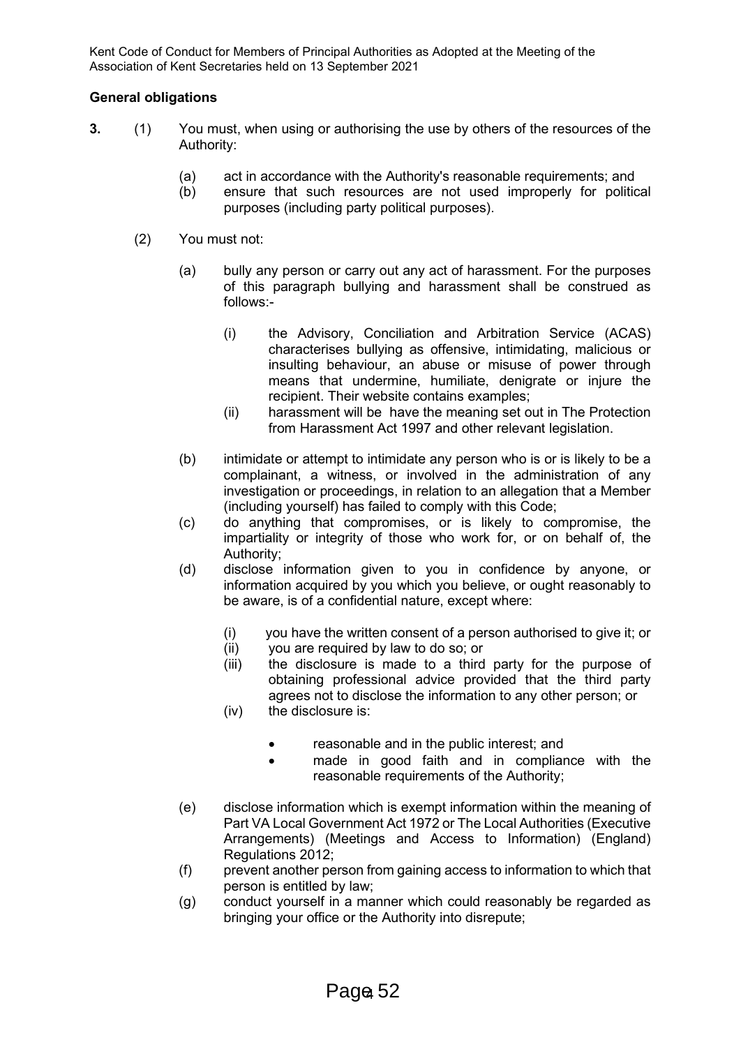## General obligations

**3.** (1) You must, when using or authorising the use by others of the resources of the Authority:

- (a) act in accordance with the Authority's reasonable requirements; and
- (b) ensure that such resources are not used improperly for political purposes (including party political purposes).

(2) You must not:

- (a) bully any person or carry out any act of harassment. For the purposes of this paragraph bullying and harassment shall be construed as follows:-
  - (i) the Advisory, Conciliation and Arbitration Service (ACAS) characterises bullying as offensive, intimidating, malicious or insulting behaviour, an abuse or misuse of power through means that undermine, humiliate, denigrate or injure the recipient. Their website contains examples;
  - (ii) harassment will be have the meaning set out in The Protection from Harassment Act 1997 and other relevant legislation.
- (b) intimidate or attempt to intimidate any person who is or is likely to be a complainant, a witness, or involved in the administration of any investigation or proceedings, in relation to an allegation that a Member (including yourself) has failed to comply with this Code;
- (c) do anything that compromises, or is likely to compromise, the impartiality or integrity of those who work for, or on behalf of, the Authority;
- (d) disclose information given to you in confidence by anyone, or information acquired by you which you believe, or ought reasonably to be aware, is of a confidential nature, except where:
  - (i) you have the written consent of a person authorised to give it; or
  - (ii) you are required by law to do so; or
  - (iii) the disclosure is made to a third party for the purpose of obtaining professional advice provided that the third party agrees not to disclose the information to any other person; or
  - (iv) the disclosure is:
    - reasonable and in the public interest; and
    - made in good faith and in compliance with the reasonable requirements of the Authority;
- (e) disclose information which is exempt information within the meaning of Part VA Local Government Act 1972 or The Local Authorities (Executive Arrangements) (Meetings and Access to Information) (England) Regulations 2012;
- (f) prevent another person from gaining access to information to which that person is entitled by law;
- (g) conduct yourself in a manner which could reasonably be regarded as bringing your office or the Authority into disrepute;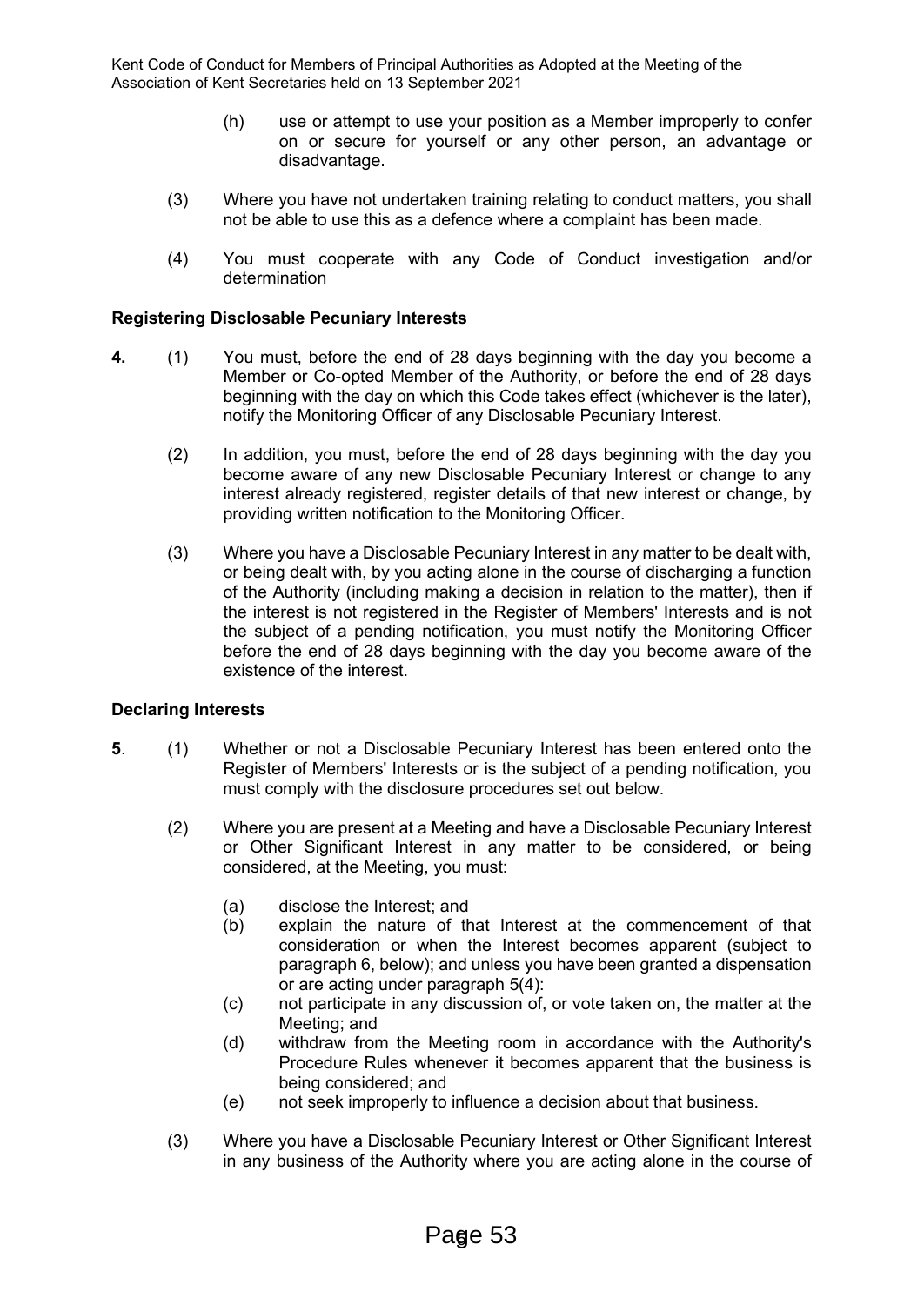(h) use or attempt to use your position as a Member improperly to confer on or secure for yourself or any other person, an advantage or disadvantage.

(3) Where you have not undertaken training relating to conduct matters, you shall not be able to use this as a defence where a complaint has been made.

(4) You must cooperate with any Code of Conduct investigation and/or determination

**Registering Disclosable Pecuniary Interests**

**4.** (1) You must, before the end of 28 days beginning with the day you become a Member or Co-opted Member of the Authority, or before the end of 28 days beginning with the day on which this Code takes effect (whichever is the later), notify the Monitoring Officer of any Disclosable Pecuniary Interest.

(2) In addition, you must, before the end of 28 days beginning with the day you become aware of any new Disclosable Pecuniary Interest or change to any interest already registered, register details of that new interest or change, by providing written notification to the Monitoring Officer.

(3) Where you have a Disclosable Pecuniary Interest in any matter to be dealt with, or being dealt with, by you acting alone in the course of discharging a function of the Authority (including making a decision in relation to the matter), then if the interest is not registered in the Register of Members' Interests and is not the subject of a pending notification, you must notify the Monitoring Officer before the end of 28 days beginning with the day you become aware of the existence of the interest.

**Declaring Interests**

**5**. (1) Whether or not a Disclosable Pecuniary Interest has been entered onto the Register of Members' Interests or is the subject of a pending notification, you must comply with the disclosure procedures set out below.

(2) Where you are present at a Meeting and have a Disclosable Pecuniary Interest or Other Significant Interest in any matter to be considered, or being considered, at the Meeting, you must:

(a) disclose the Interest; and
(b) explain the nature of that Interest at the commencement of that consideration or when the Interest becomes apparent (subject to paragraph 6, below); and unless you have been granted a dispensation or are acting under paragraph 5(4):
(c) not participate in any discussion of, or vote taken on, the matter at the Meeting; and
(d) withdraw from the Meeting room in accordance with the Authority's Procedure Rules whenever it becomes apparent that the business is being considered; and
(e) not seek improperly to influence a decision about that business.

(3) Where you have a Disclosable Pecuniary Interest or Other Significant Interest in any business of the Authority where you are acting alone in the course of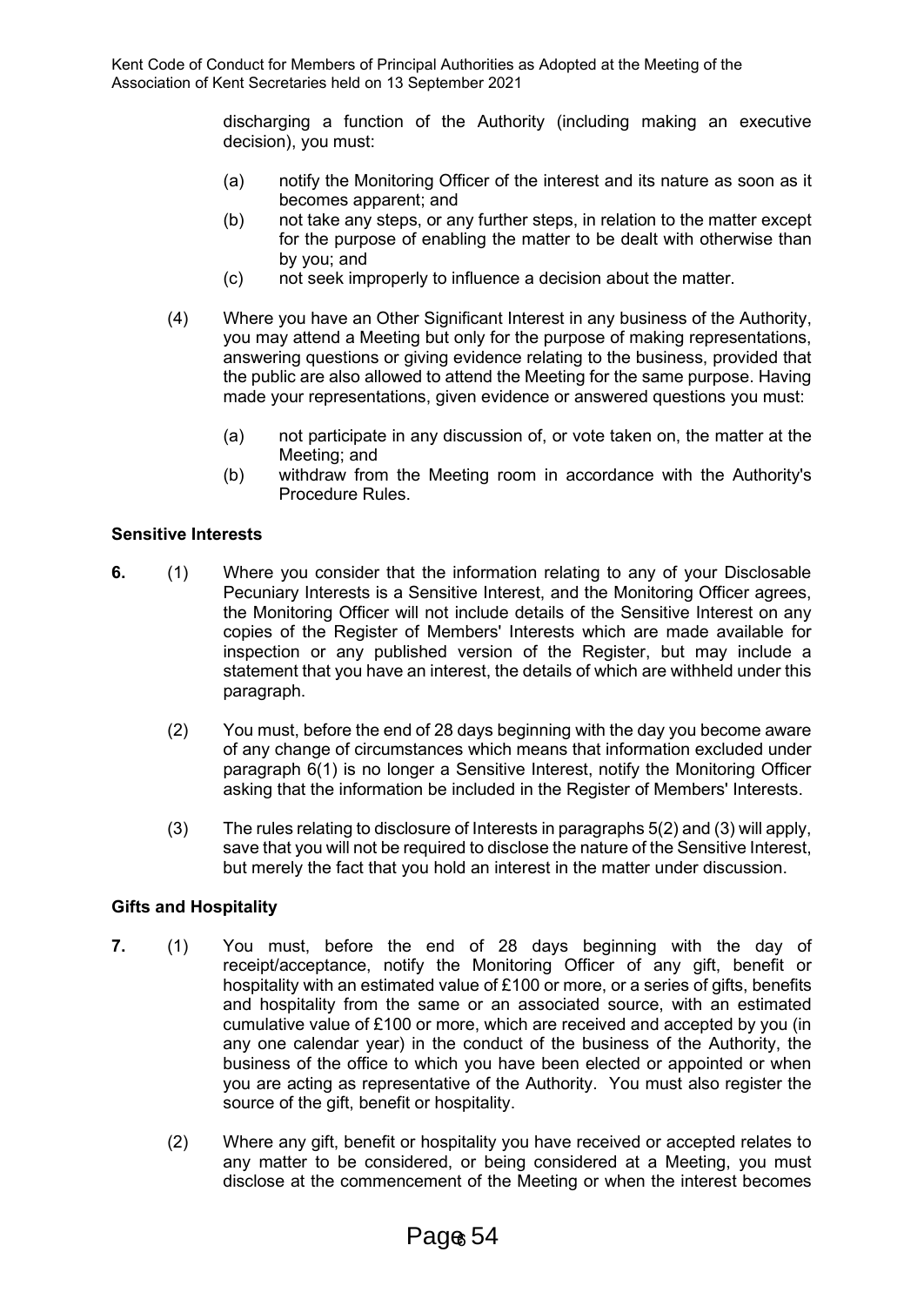discharging a function of the Authority (including making an executive decision), you must:

(a) notify the Monitoring Officer of the interest and its nature as soon as it becomes apparent; and

(b) not take any steps, or any further steps, in relation to the matter except for the purpose of enabling the matter to be dealt with otherwise than by you; and

(c) not seek improperly to influence a decision about the matter.

(4) Where you have an Other Significant Interest in any business of the Authority, you may attend a Meeting but only for the purpose of making representations, answering questions or giving evidence relating to the business, provided that the public are also allowed to attend the Meeting for the same purpose. Having made your representations, given evidence or answered questions you must:

(a) not participate in any discussion of, or vote taken on, the matter at the Meeting; and

(b) withdraw from the Meeting room in accordance with the Authority's Procedure Rules.

**Sensitive Interests**

**6.** (1) Where you consider that the information relating to any of your Disclosable Pecuniary Interests is a Sensitive Interest, and the Monitoring Officer agrees, the Monitoring Officer will not include details of the Sensitive Interest on any copies of the Register of Members' Interests which are made available for inspection or any published version of the Register, but may include a statement that you have an interest, the details of which are withheld under this paragraph.

(2) You must, before the end of 28 days beginning with the day you become aware of any change of circumstances which means that information excluded under paragraph 6(1) is no longer a Sensitive Interest, notify the Monitoring Officer asking that the information be included in the Register of Members' Interests.

(3) The rules relating to disclosure of Interests in paragraphs 5(2) and (3) will apply, save that you will not be required to disclose the nature of the Sensitive Interest, but merely the fact that you hold an interest in the matter under discussion.

**Gifts and Hospitality**

**7.** (1) You must, before the end of 28 days beginning with the day of receipt/acceptance, notify the Monitoring Officer of any gift, benefit or hospitality with an estimated value of £100 or more, or a series of gifts, benefits and hospitality from the same or an associated source, with an estimated cumulative value of £100 or more, which are received and accepted by you (in any one calendar year) in the conduct of the business of the Authority, the business of the office to which you have been elected or appointed or when you are acting as representative of the Authority. You must also register the source of the gift, benefit or hospitality.

(2) Where any gift, benefit or hospitality you have received or accepted relates to any matter to be considered, or being considered at a Meeting, you must disclose at the commencement of the Meeting or when the interest becomes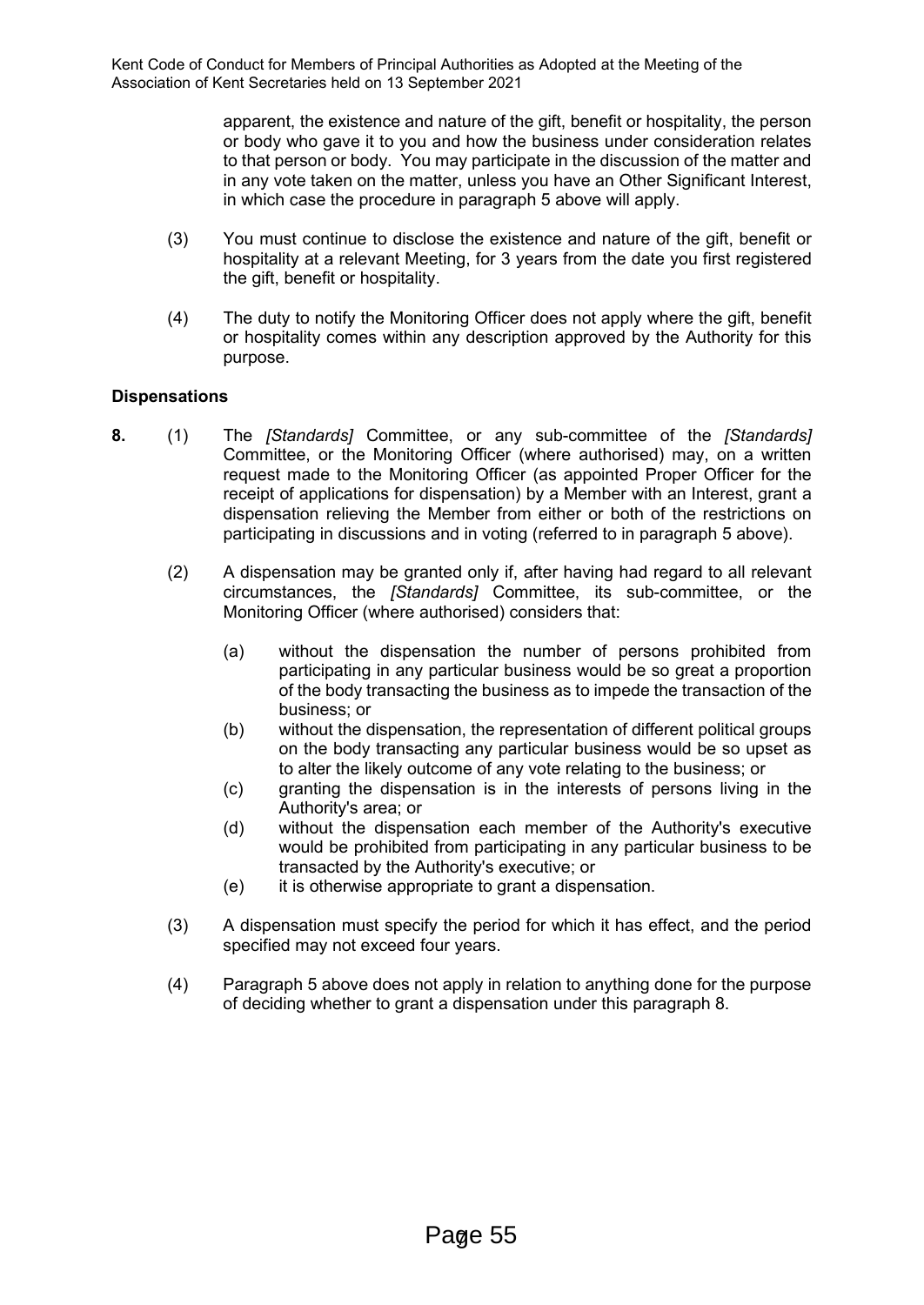apparent, the existence and nature of the gift, benefit or hospitality, the person or body who gave it to you and how the business under consideration relates to that person or body. You may participate in the discussion of the matter and in any vote taken on the matter, unless you have an Other Significant Interest, in which case the procedure in paragraph 5 above will apply.

(3) You must continue to disclose the existence and nature of the gift, benefit or hospitality at a relevant Meeting, for 3 years from the date you first registered the gift, benefit or hospitality.

(4) The duty to notify the Monitoring Officer does not apply where the gift, benefit or hospitality comes within any description approved by the Authority for this purpose.

**Dispensations**

**8.** (1) The *[Standards]* Committee, or any sub-committee of the *[Standards]* Committee, or the Monitoring Officer (where authorised) may, on a written request made to the Monitoring Officer (as appointed Proper Officer for the receipt of applications for dispensation) by a Member with an Interest, grant a dispensation relieving the Member from either or both of the restrictions on participating in discussions and in voting (referred to in paragraph 5 above).

(2) A dispensation may be granted only if, after having had regard to all relevant circumstances, the *[Standards]* Committee, its sub-committee, or the Monitoring Officer (where authorised) considers that:

(a) without the dispensation the number of persons prohibited from participating in any particular business would be so great a proportion of the body transacting the business as to impede the transaction of the business; or

(b) without the dispensation, the representation of different political groups on the body transacting any particular business would be so upset as to alter the likely outcome of any vote relating to the business; or

(c) granting the dispensation is in the interests of persons living in the Authority's area; or

(d) without the dispensation each member of the Authority's executive would be prohibited from participating in any particular business to be transacted by the Authority's executive; or

(e) it is otherwise appropriate to grant a dispensation.

(3) A dispensation must specify the period for which it has effect, and the period specified may not exceed four years.

(4) Paragraph 5 above does not apply in relation to anything done for the purpose of deciding whether to grant a dispensation under this paragraph 8.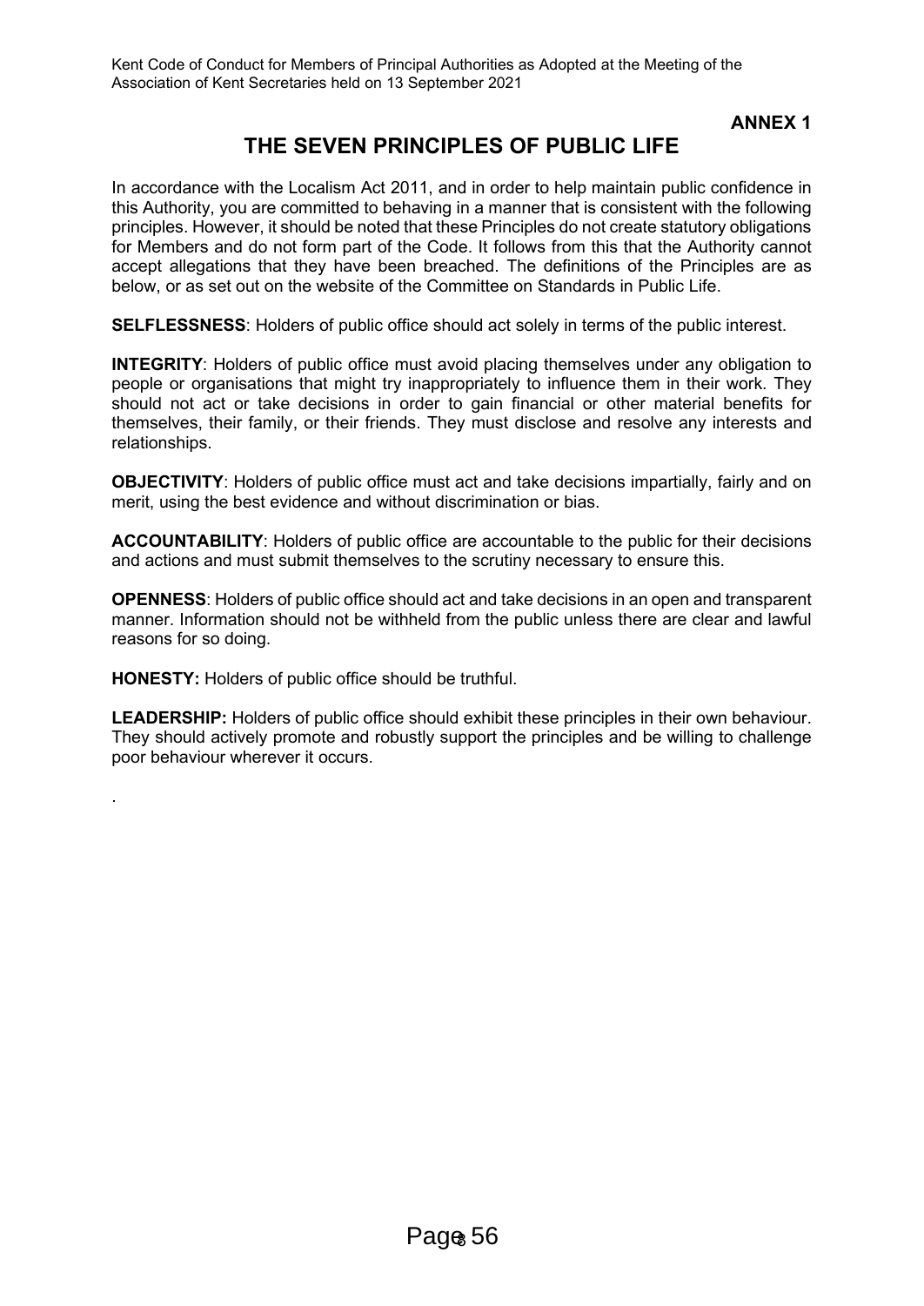**ANNEX 1**

# THE SEVEN PRINCIPLES OF PUBLIC LIFE

In accordance with the Localism Act 2011, and in order to help maintain public confidence in this Authority, you are committed to behaving in a manner that is consistent with the following principles. However, it should be noted that these Principles do not create statutory obligations for Members and do not form part of the Code. It follows from this that the Authority cannot accept allegations that they have been breached. The definitions of the Principles are as below, or as set out on the website of the Committee on Standards in Public Life.

**SELFLESSNESS**: Holders of public office should act solely in terms of the public interest.

**INTEGRITY**: Holders of public office must avoid placing themselves under any obligation to people or organisations that might try inappropriately to influence them in their work. They should not act or take decisions in order to gain financial or other material benefits for themselves, their family, or their friends. They must disclose and resolve any interests and relationships.

**OBJECTIVITY**: Holders of public office must act and take decisions impartially, fairly and on merit, using the best evidence and without discrimination or bias.

**ACCOUNTABILITY**: Holders of public office are accountable to the public for their decisions and actions and must submit themselves to the scrutiny necessary to ensure this.

**OPENNESS**: Holders of public office should act and take decisions in an open and transparent manner. Information should not be withheld from the public unless there are clear and lawful reasons for so doing.

**HONESTY:** Holders of public office should be truthful.

**LEADERSHIP:** Holders of public office should exhibit these principles in their own behaviour. They should actively promote and robustly support the principles and be willing to challenge poor behaviour wherever it occurs.

.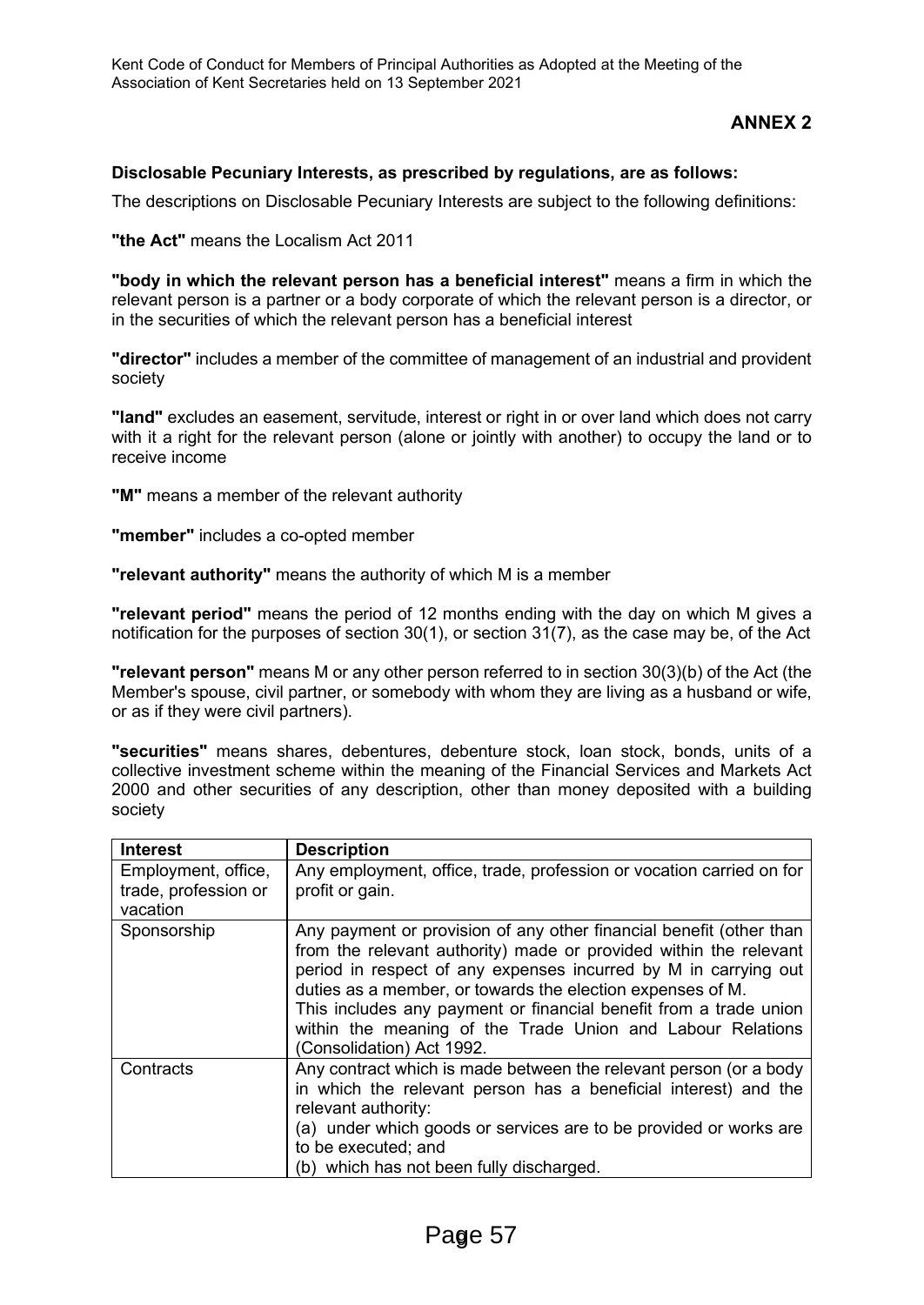## ANNEX 2

**Disclosable Pecuniary Interests, as prescribed by regulations, are as follows:**

The descriptions on Disclosable Pecuniary Interests are subject to the following definitions:

**"the Act"** means the Localism Act 2011

**"body in which the relevant person has a beneficial interest"** means a firm in which the relevant person is a partner or a body corporate of which the relevant person is a director, or in the securities of which the relevant person has a beneficial interest

**"director"** includes a member of the committee of management of an industrial and provident society

**"land"** excludes an easement, servitude, interest or right in or over land which does not carry with it a right for the relevant person (alone or jointly with another) to occupy the land or to receive income

**"M"** means a member of the relevant authority

**"member"** includes a co-opted member

**"relevant authority"** means the authority of which M is a member

**"relevant period"** means the period of 12 months ending with the day on which M gives a notification for the purposes of section 30(1), or section 31(7), as the case may be, of the Act

**"relevant person"** means M or any other person referred to in section 30(3)(b) of the Act (the Member's spouse, civil partner, or somebody with whom they are living as a husband or wife, or as if they were civil partners).

**"securities"** means shares, debentures, debenture stock, loan stock, bonds, units of a collective investment scheme within the meaning of the Financial Services and Markets Act 2000 and other securities of any description, other than money deposited with a building society

| Interest | Description |
|---|---|
| Employment, office, trade, profession or vacation | Any employment, office, trade, profession or vocation carried on for profit or gain. |
| Sponsorship | Any payment or provision of any other financial benefit (other than from the relevant authority) made or provided within the relevant period in respect of any expenses incurred by M in carrying out duties as a member, or towards the election expenses of M. This includes any payment or financial benefit from a trade union within the meaning of the Trade Union and Labour Relations (Consolidation) Act 1992. |
| Contracts | Any contract which is made between the relevant person (or a body in which the relevant person has a beneficial interest) and the relevant authority: (a) under which goods or services are to be provided or works are to be executed; and (b) which has not been fully discharged. |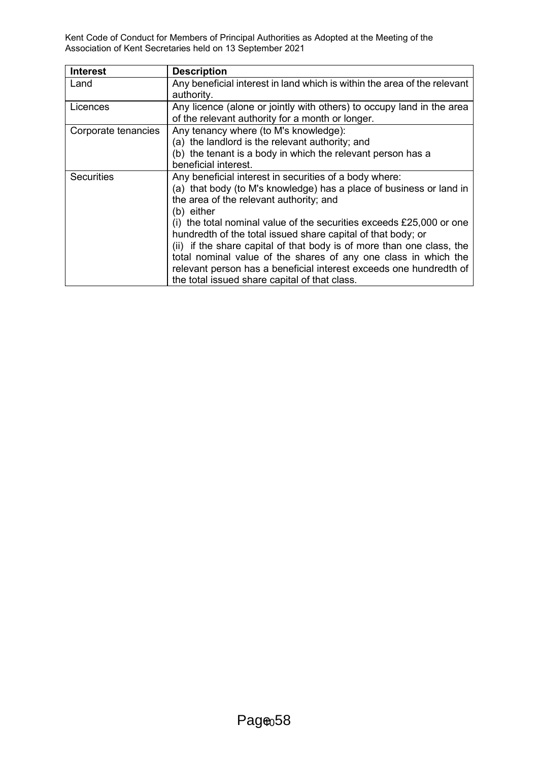| Interest | Description |
|---|---|
| Land | Any beneficial interest in land which is within the area of the relevant authority. |
| Licences | Any licence (alone or jointly with others) to occupy land in the area of the relevant authority for a month or longer. |
| Corporate tenancies | Any tenancy where (to M's knowledge):<br>(a) the landlord is the relevant authority; and<br>(b) the tenant is a body in which the relevant person has a beneficial interest. |
| Securities | Any beneficial interest in securities of a body where:<br>(a) that body (to M's knowledge) has a place of business or land in the area of the relevant authority; and<br>(b) either<br>(i) the total nominal value of the securities exceeds £25,000 or one hundredth of the total issued share capital of that body; or<br>(ii) if the share capital of that body is of more than one class, the total nominal value of the shares of any one class in which the relevant person has a beneficial interest exceeds one hundredth of the total issued share capital of that class. |